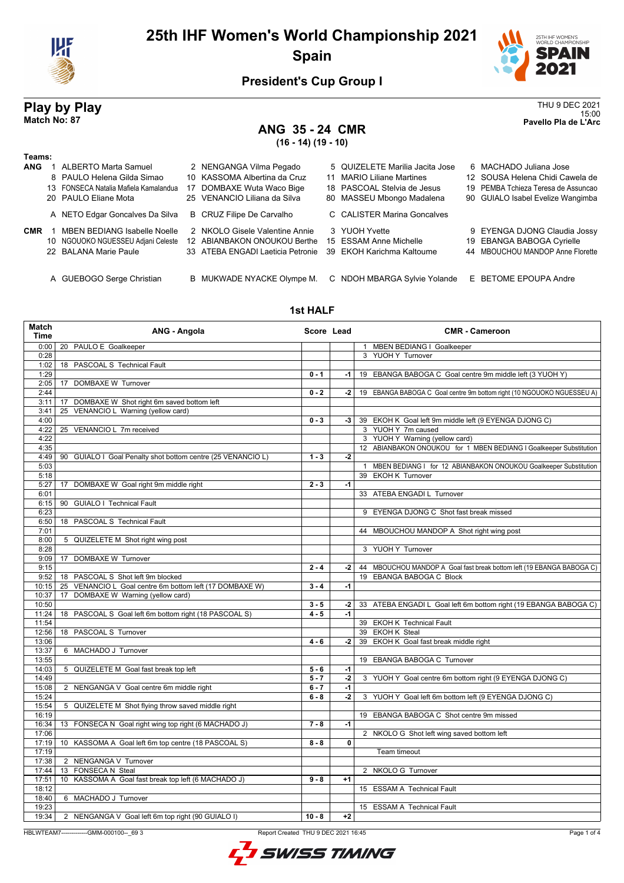# 25th IHF Women's World Championship 2021

## Spain

### President's Cup Group I

**Play by Play**
**Match No: 87**

THU 9 DEC 2021
15:00
**Pavello Pla de L'Arc**

## ANG 35 - 24 CMR

**(16 - 14) (19 - 10)**

**Teams:**

**ANG**
1 ALBERTO Marta Samuel, 2 NENGANGA Vilma Pegado, 5 QUIZELETE Marilia Jacita Jose, 6 MACHADO Juliana Jose, 8 PAULO Helena Gilda Simao, 10 KASSOMA Albertina da Cruz, 11 MARIO Liliane Martines, 12 SOUSA Helena Chidi Cawela de, 13 FONSECA Natalia Mafiela Kamalandua, 17 DOMBAXE Wuta Waco Bige, 18 PASCOAL Stelvia de Jesus, 19 PEMBA Tchieza Teresa de Assuncao, 20 PAULO Eliane Mota, 25 VENANCIO Liliana da Silva, 80 MASSEU Mbongo Madalena, 90 GUIALO Isabel Evelize Wangimba

A NETO Edgar Goncalves Da Silva, B CRUZ Filipe De Carvalho, C CALISTER Marina Goncalves

**CMR**
1 MBEN BEDIANG Isabelle Noelle, 2 NKOLO Gisele Valentine Annie, 3 YUOH Yvette, 9 EYENGA DJONG Claudia Jossy, 10 NGOUOKO NGUESSEU Adjani Celeste, 12 ABIANBAKON ONOUKOU Berthe, 15 ESSAM Anne Michelle, 19 EBANGA BABOGA Cyrielle, 22 BALANA Marie Paule, 33 ATEBA ENGADI Laeticia Petronie, 39 EKOH Karichma Kaltoume, 44 MBOUCHOU MANDOP Anne Florette

A GUEBOGO Serge Christian, B MUKWADE NYACKE Olympe M., C NDOH MBARGA Sylvie Yolande, E BETOME EPOUPA Andre

### 1st HALF

| Match Time | ANG - Angola | Score | Lead | CMR - Cameroon |
|---|---|---|---|---|
| 0:00 | 20 PAULO E Goalkeeper | | | 1 MBEN BEDIANG I Goalkeeper |
| 0:28 | | | | 3 YUOH Y Turnover |
| 1:02 | 18 PASCOAL S Technical Fault | | | |
| 1:29 | | 0 - 1 | -1 | 19 EBANGA BABOGA C Goal centre 9m middle left (3 YUOH Y) |
| 2:05 | 17 DOMBAXE W Turnover | | | |
| 2:44 | | 0 - 2 | -2 | 19 EBANGA BABOGA C Goal centre 9m bottom right (10 NGOUOKO NGUESSEU A) |
| 3:11 | 17 DOMBAXE W Shot right 6m saved bottom left | | | |
| 3:41 | 25 VENANCIO L Warning (yellow card) | | | |
| 4:00 | | 0 - 3 | -3 | 39 EKOH K Goal left 9m middle left (9 EYENGA DJONG C) |
| 4:22 | 25 VENANCIO L 7m received | | | 3 YUOH Y 7m caused |
| 4:22 | | | | 3 YUOH Y Warning (yellow card) |
| 4:35 | | | | 12 ABIANBAKON ONOUKOU for 1 MBEN BEDIANG I Goalkeeper Substitution |
| 4:49 | 90 GUIALO I Goal Penalty shot bottom centre (25 VENANCIO L) | 1 - 3 | -2 | |
| 5:03 | | | | 1 MBEN BEDIANG I for 12 ABIANBAKON ONOUKOU Goalkeeper Substitution |
| 5:18 | | | | 39 EKOH K Turnover |
| 5:27 | 17 DOMBAXE W Goal right 9m middle right | 2 - 3 | -1 | |
| 6:01 | | | | 33 ATEBA ENGADI L Turnover |
| 6:15 | 90 GUIALO I Technical Fault | | | |
| 6:23 | | | | 9 EYENGA DJONG C Shot fast break missed |
| 6:50 | 18 PASCOAL S Technical Fault | | | |
| 7:01 | | | | 44 MBOUCHOU MANDOP A Shot right wing post |
| 8:00 | 5 QUIZELETE M Shot right wing post | | | |
| 8:28 | | | | 3 YUOH Y Turnover |
| 9:09 | 17 DOMBAXE W Turnover | | | |
| 9:15 | | 2 - 4 | -2 | 44 MBOUCHOU MANDOP A Goal fast break bottom left (19 EBANGA BABOGA C) |
| 9:52 | 18 PASCOAL S Shot left 9m blocked | | | 19 EBANGA BABOGA C Block |
| 10:15 | 25 VENANCIO L Goal centre 6m bottom left (17 DOMBAXE W) | 3 - 4 | -1 | |
| 10:37 | 17 DOMBAXE W Warning (yellow card) | | | |
| 10:50 | | 3 - 5 | -2 | 33 ATEBA ENGADI L Goal left 6m bottom right (19 EBANGA BABOGA C) |
| 11:24 | 18 PASCOAL S Goal left 6m bottom right (18 PASCOAL S) | 4 - 5 | -1 | |
| 11:54 | | | | 39 EKOH K Technical Fault |
| 12:56 | 18 PASCOAL S Turnover | | | 39 EKOH K Steal |
| 13:06 | | 4 - 6 | -2 | 39 EKOH K Goal fast break middle right |
| 13:37 | 6 MACHADO J Turnover | | | |
| 13:55 | | | | 19 EBANGA BABOGA C Turnover |
| 14:03 | 5 QUIZELETE M Goal fast break top left | 5 - 6 | -1 | |
| 14:49 | | 5 - 7 | -2 | 3 YUOH Y Goal centre 6m bottom right (9 EYENGA DJONG C) |
| 15:08 | 2 NENGANGA V Goal centre 6m middle right | 6 - 7 | -1 | |
| 15:24 | | 6 - 8 | -2 | 3 YUOH Y Goal left 6m bottom left (9 EYENGA DJONG C) |
| 15:54 | 5 QUIZELETE M Shot flying throw saved middle right | | | |
| 16:19 | | | | 19 EBANGA BABOGA C Shot centre 9m missed |
| 16:34 | 13 FONSECA N Goal right wing top right (6 MACHADO J) | 7 - 8 | -1 | |
| 17:06 | | | | 2 NKOLO G Shot left wing saved bottom left |
| 17:19 | 10 KASSOMA A Goal left 6m top centre (18 PASCOAL S) | 8 - 8 | 0 | |
| 17:19 | | | | Team timeout |
| 17:38 | 2 NENGANGA V Turnover | | | |
| 17:44 | 13 FONSECA N Steal | | | 2 NKOLO G Turnover |
| 17:51 | 10 KASSOMA A Goal fast break top left (6 MACHADO J) | 9 - 8 | +1 | |
| 18:12 | | | | 15 ESSAM A Technical Fault |
| 18:40 | 6 MACHADO J Turnover | | | |
| 19:23 | | | | 15 ESSAM A Technical Fault |
| 19:34 | 2 NENGANGA V Goal left 6m top right (90 GUIALO I) | 10 - 8 | +2 | |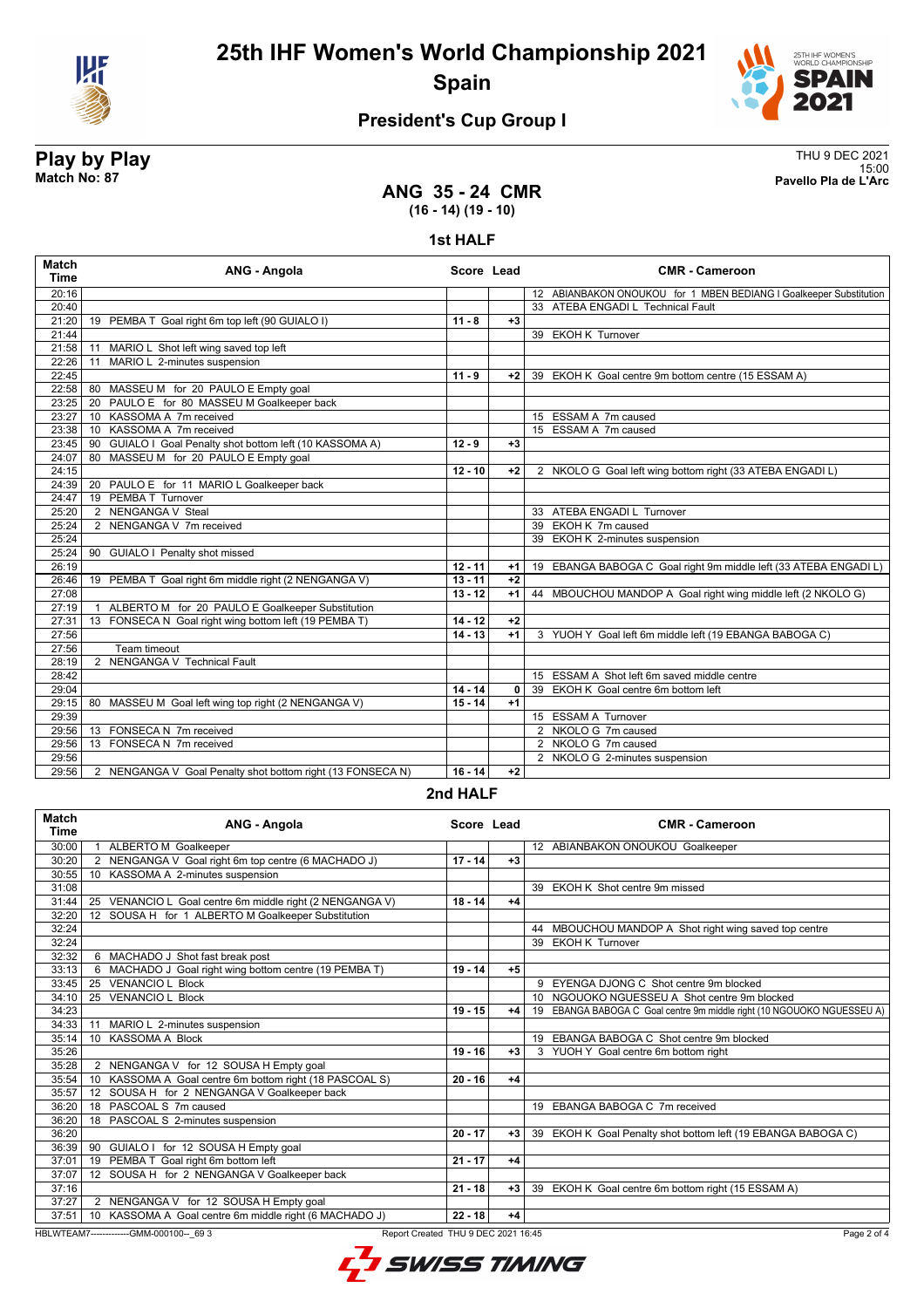# 25th IHF Women's World Championship 2021

## Spain

### President's Cup Group I

**Play by Play**
**Match No: 87**

THU 9 DEC 2021
15:00
**Pavello Pla de L'Arc**

## ANG 35 - 24 CMR

**(16 - 14) (19 - 10)**

### 1st HALF

| Match Time | ANG - Angola | Score | Lead | CMR - Cameroon |
|---|---|---|---|---|
| 20:16 | | | | 12 ABIANBAKON ONOUKOU for 1 MBEN BEDIANG I Goalkeeper Substitution |
| 20:40 | | | | 33 ATEBA ENGADI L Technical Fault |
| 21:20 | 19 PEMBA T Goal right 6m top left (90 GUIALO I) | 11 - 8 | +3 | |
| 21:44 | | | | 39 EKOH K Turnover |
| 21:58 | 11 MARIO L Shot left wing saved top left | | | |
| 22:26 | 11 MARIO L 2-minutes suspension | | | |
| 22:45 | | 11 - 9 | +2 | 39 EKOH K Goal centre 9m bottom centre (15 ESSAM A) |
| 22:58 | 80 MASSEU M for 20 PAULO E Empty goal | | | |
| 23:25 | 20 PAULO E for 80 MASSEU M Goalkeeper back | | | |
| 23:27 | 10 KASSOMA A 7m received | | | 15 ESSAM A 7m caused |
| 23:38 | 10 KASSOMA A 7m received | | | 15 ESSAM A 7m caused |
| 23:45 | 90 GUIALO I Goal Penalty shot bottom left (10 KASSOMA A) | 12 - 9 | +3 | |
| 24:07 | 80 MASSEU M for 20 PAULO E Empty goal | | | |
| 24:15 | | 12 - 10 | +2 | 2 NKOLO G Goal left wing bottom right (33 ATEBA ENGADI L) |
| 24:39 | 20 PAULO E for 11 MARIO L Goalkeeper back | | | |
| 24:47 | 19 PEMBA T Turnover | | | |
| 25:20 | 2 NENGANGA V Steal | | | 33 ATEBA ENGADI L Turnover |
| 25:24 | 2 NENGANGA V 7m received | | | 39 EKOH K 7m caused |
| 25:24 | | | | 39 EKOH K 2-minutes suspension |
| 25:24 | 90 GUIALO I Penalty shot missed | | | |
| 26:19 | | 12 - 11 | +1 | 19 EBANGA BABOGA C Goal right 9m middle left (33 ATEBA ENGADI L) |
| 26:46 | 19 PEMBA T Goal right 6m middle right (2 NENGANGA V) | 13 - 11 | +2 | |
| 27:08 | | 13 - 12 | +1 | 44 MBOUCHOU MANDOP A Goal right wing middle left (2 NKOLO G) |
| 27:19 | 1 ALBERTO M for 20 PAULO E Goalkeeper Substitution | | | |
| 27:31 | 13 FONSECA N Goal right wing bottom left (19 PEMBA T) | 14 - 12 | +2 | |
| 27:56 | | 14 - 13 | +1 | 3 YUOH Y Goal left 6m middle left (19 EBANGA BABOGA C) |
| 27:56 | Team timeout | | | |
| 28:19 | 2 NENGANGA V Technical Fault | | | |
| 28:42 | | | | 15 ESSAM A Shot left 6m saved middle centre |
| 29:04 | | 14 - 14 | 0 | 39 EKOH K Goal centre 6m bottom left |
| 29:15 | 80 MASSEU M Goal left wing top right (2 NENGANGA V) | 15 - 14 | +1 | |
| 29:39 | | | | 15 ESSAM A Turnover |
| 29:56 | 13 FONSECA N 7m received | | | 2 NKOLO G 7m caused |
| 29:56 | 13 FONSECA N 7m received | | | 2 NKOLO G 7m caused |
| 29:56 | | | | 2 NKOLO G 2-minutes suspension |
| 29:56 | 2 NENGANGA V Goal Penalty shot bottom right (13 FONSECA N) | 16 - 14 | +2 | |

### 2nd HALF

| Match Time | ANG - Angola | Score | Lead | CMR - Cameroon |
|---|---|---|---|---|
| 30:00 | 1 ALBERTO M Goalkeeper | | | 12 ABIANBAKON ONOUKOU Goalkeeper |
| 30:20 | 2 NENGANGA V Goal right 6m top centre (6 MACHADO J) | 17 - 14 | +3 | |
| 30:55 | 10 KASSOMA A 2-minutes suspension | | | |
| 31:08 | | | | 39 EKOH K Shot centre 9m missed |
| 31:44 | 25 VENANCIO L Goal centre 6m middle right (2 NENGANGA V) | 18 - 14 | +4 | |
| 32:20 | 12 SOUSA H for 1 ALBERTO M Goalkeeper Substitution | | | |
| 32:24 | | | | 44 MBOUCHOU MANDOP A Shot right wing saved top centre |
| 32:24 | | | | 39 EKOH K Turnover |
| 32:32 | 6 MACHADO J Shot fast break post | | | |
| 33:13 | 6 MACHADO J Goal right wing bottom centre (19 PEMBA T) | 19 - 14 | +5 | |
| 33:45 | 25 VENANCIO L Block | | | 9 EYENGA DJONG C Shot centre 9m blocked |
| 34:10 | 25 VENANCIO L Block | | | 10 NGOUOKO NGUESSEU A Shot centre 9m blocked |
| 34:23 | | 19 - 15 | +4 | 19 EBANGA BABOGA C Goal centre 9m middle right (10 NGOUOKO NGUESSEU A) |
| 34:33 | 11 MARIO L 2-minutes suspension | | | |
| 35:14 | 10 KASSOMA A Block | | | 19 EBANGA BABOGA C Shot centre 9m blocked |
| 35:26 | | 19 - 16 | +3 | 3 YUOH Y Goal centre 6m bottom right |
| 35:28 | 2 NENGANGA V for 12 SOUSA H Empty goal | | | |
| 35:54 | 10 KASSOMA A Goal centre 6m bottom right (18 PASCOAL S) | 20 - 16 | +4 | |
| 35:57 | 12 SOUSA H for 2 NENGANGA V Goalkeeper back | | | |
| 36:20 | 18 PASCOAL S 7m caused | | | 19 EBANGA BABOGA C 7m received |
| 36:20 | 18 PASCOAL S 2-minutes suspension | | | |
| 36:20 | | 20 - 17 | +3 | 39 EKOH K Goal Penalty shot bottom left (19 EBANGA BABOGA C) |
| 36:39 | 90 GUIALO I for 12 SOUSA H Empty goal | | | |
| 37:01 | 19 PEMBA T Goal right 6m bottom left | 21 - 17 | +4 | |
| 37:07 | 12 SOUSA H for 2 NENGANGA V Goalkeeper back | | | |
| 37:16 | | 21 - 18 | +3 | 39 EKOH K Goal centre 6m bottom right (15 ESSAM A) |
| 37:27 | 2 NENGANGA V for 12 SOUSA H Empty goal | | | |
| 37:51 | 10 KASSOMA A Goal centre 6m middle right (6 MACHADO J) | 22 - 18 | +4 | |

HBLWTEAM7-------------GMM-000100--_69 3 Report Created THU 9 DEC 2021 16:45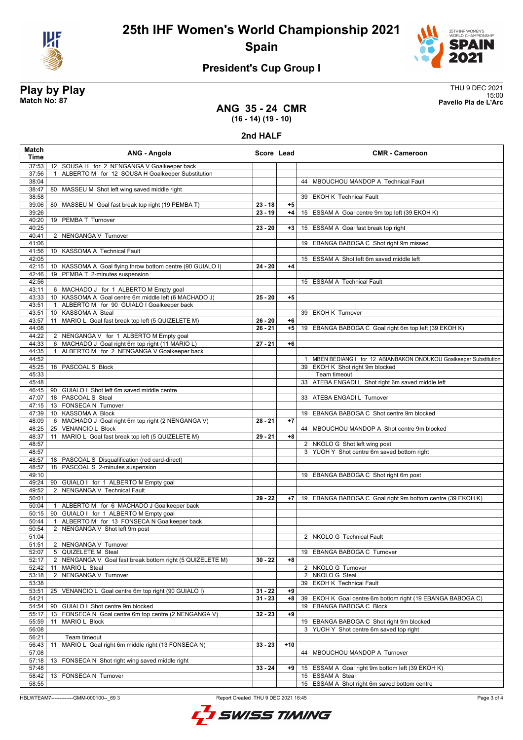# 25th IHF Women's World Championship 2021

## Spain

### President's Cup Group I

**Play by Play**
**Match No: 87**

THU 9 DEC 2021
15:00
**Pavello Pla de L'Arc**

## ANG 35 - 24 CMR

**(16 - 14) (19 - 10)**

### 2nd HALF

| Match Time | ANG - Angola | Score | Lead | CMR - Cameroon |
|---|---|---|---|---|
| 37:53 | 12 SOUSA H for 2 NENGANGA V Goalkeeper back | | | |
| 37:56 | 1 ALBERTO M for 12 SOUSA H Goalkeeper Substitution | | | |
| 38:04 | | | | 44 MBOUCHOU MANDOP A Technical Fault |
| 38:47 | 80 MASSEU M Shot left wing saved middle right | | | |
| 38:58 | | | | 39 EKOH K Technical Fault |
| 39:06 | 80 MASSEU M Goal fast break top right (19 PEMBA T) | 23 - 18 | +5 | |
| 39:26 | | 23 - 19 | +4 | 15 ESSAM A Goal centre 9m top left (39 EKOH K) |
| 40:20 | 19 PEMBA T Turnover | | | |
| 40:25 | | 23 - 20 | +3 | 15 ESSAM A Goal fast break top right |
| 40:41 | 2 NENGANGA V Turnover | | | |
| 41:06 | | | | 19 EBANGA BABOGA C Shot right 9m missed |
| 41:56 | 10 KASSOMA A Technical Fault | | | |
| 42:05 | | | | 15 ESSAM A Shot left 6m saved middle left |
| 42:15 | 10 KASSOMA A Goal flying throw bottom centre (90 GUIALO I) | 24 - 20 | +4 | |
| 42:46 | 19 PEMBA T 2-minutes suspension | | | |
| 42:56 | | | | 15 ESSAM A Technical Fault |
| 43:11 | 6 MACHADO J for 1 ALBERTO M Empty goal | | | |
| 43:33 | 10 KASSOMA A Goal centre 6m middle left (6 MACHADO J) | 25 - 20 | +5 | |
| 43:51 | 1 ALBERTO M for 90 GUIALO I Goalkeeper back | | | |
| 43:51 | 10 KASSOMA A Steal | | | 39 EKOH K Turnover |
| 43:57 | 11 MARIO L Goal fast break top left (5 QUIZELETE M) | 26 - 20 | +6 | |
| 44:08 | | 26 - 21 | +5 | 19 EBANGA BABOGA C Goal right 6m top left (39 EKOH K) |
| 44:22 | 2 NENGANGA V for 1 ALBERTO M Empty goal | | | |
| 44:33 | 6 MACHADO J Goal right 6m top right (11 MARIO L) | 27 - 21 | +6 | |
| 44:35 | 1 ALBERTO M for 2 NENGANGA V Goalkeeper back | | | |
| 44:52 | | | | 1 MBEN BEDIANG I for 12 ABIANBAKON ONOUKOU Goalkeeper Substitution |
| 45:25 | 18 PASCOAL S Block | | | 39 EKOH K Shot right 9m blocked |
| 45:33 | | | | Team timeout |
| 45:48 | | | | 33 ATEBA ENGADI L Shot right 6m saved middle left |
| 46:45 | 90 GUIALO I Shot left 6m saved middle centre | | | |
| 47:07 | 18 PASCOAL S Steal | | | 33 ATEBA ENGADI L Turnover |
| 47:15 | 13 FONSECA N Turnover | | | |
| 47:39 | 10 KASSOMA A Block | | | 19 EBANGA BABOGA C Shot centre 9m blocked |
| 48:09 | 6 MACHADO J Goal right 6m top right (2 NENGANGA V) | 28 - 21 | +7 | |
| 48:25 | 25 VENANCIO L Block | | | 44 MBOUCHOU MANDOP A Shot centre 9m blocked |
| 48:37 | 11 MARIO L Goal fast break top left (5 QUIZELETE M) | 29 - 21 | +8 | |
| 48:57 | | | | 2 NKOLO G Shot left wing post |
| 48:57 | | | | 3 YUOH Y Shot centre 6m saved bottom right |
| 48:57 | 18 PASCOAL S Disqualification (red card-direct) | | | |
| 48:57 | 18 PASCOAL S 2-minutes suspension | | | |
| 49:10 | | | | 19 EBANGA BABOGA C Shot right 6m post |
| 49:24 | 90 GUIALO I for 1 ALBERTO M Empty goal | | | |
| 49:52 | 2 NENGANGA V Technical Fault | | | |
| 50:01 | | 29 - 22 | +7 | 19 EBANGA BABOGA C Goal right 9m bottom centre (39 EKOH K) |
| 50:04 | 1 ALBERTO M for 6 MACHADO J Goalkeeper back | | | |
| 50:15 | 90 GUIALO I for 1 ALBERTO M Empty goal | | | |
| 50:44 | 1 ALBERTO M for 13 FONSECA N Goalkeeper back | | | |
| 50:54 | 2 NENGANGA V Shot left 9m post | | | |
| 51:04 | | | | 2 NKOLO G Technical Fault |
| 51:51 | 2 NENGANGA V Turnover | | | |
| 52:07 | 5 QUIZELETE M Steal | | | 19 EBANGA BABOGA C Turnover |
| 52:17 | 2 NENGANGA V Goal fast break bottom right (5 QUIZELETE M) | 30 - 22 | +8 | |
| 52:42 | 11 MARIO L Steal | | | 2 NKOLO G Turnover |
| 53:18 | 2 NENGANGA V Turnover | | | 2 NKOLO G Steal |
| 53:38 | | | | 39 EKOH K Technical Fault |
| 53:51 | 25 VENANCIO L Goal centre 6m top right (90 GUIALO I) | 31 - 22 | +9 | |
| 54:21 | | 31 - 23 | +8 | 39 EKOH K Goal centre 6m bottom right (19 EBANGA BABOGA C) |
| 54:54 | 90 GUIALO I Shot centre 9m blocked | | | 19 EBANGA BABOGA C Block |
| 55:17 | 13 FONSECA N Goal centre 6m top centre (2 NENGANGA V) | 32 - 23 | +9 | |
| 55:59 | 11 MARIO L Block | | | 19 EBANGA BABOGA C Shot right 9m blocked |
| 56:08 | | | | 3 YUOH Y Shot centre 6m saved top right |
| 56:21 | Team timeout | | | |
| 56:43 | 11 MARIO L Goal right 6m middle right (13 FONSECA N) | 33 - 23 | +10 | |
| 57:08 | | | | 44 MBOUCHOU MANDOP A Turnover |
| 57:18 | 13 FONSECA N Shot right wing saved middle right | | | |
| 57:48 | | 33 - 24 | +9 | 15 ESSAM A Goal right 9m bottom left (39 EKOH K) |
| 58:42 | 13 FONSECA N Turnover | | | 15 ESSAM A Steal |
| 58:55 | | | | 15 ESSAM A Shot right 6m saved bottom centre |

HBLWTEAM7-------------GMM-000100--_69 3 Report Created THU 9 DEC 2021 16:45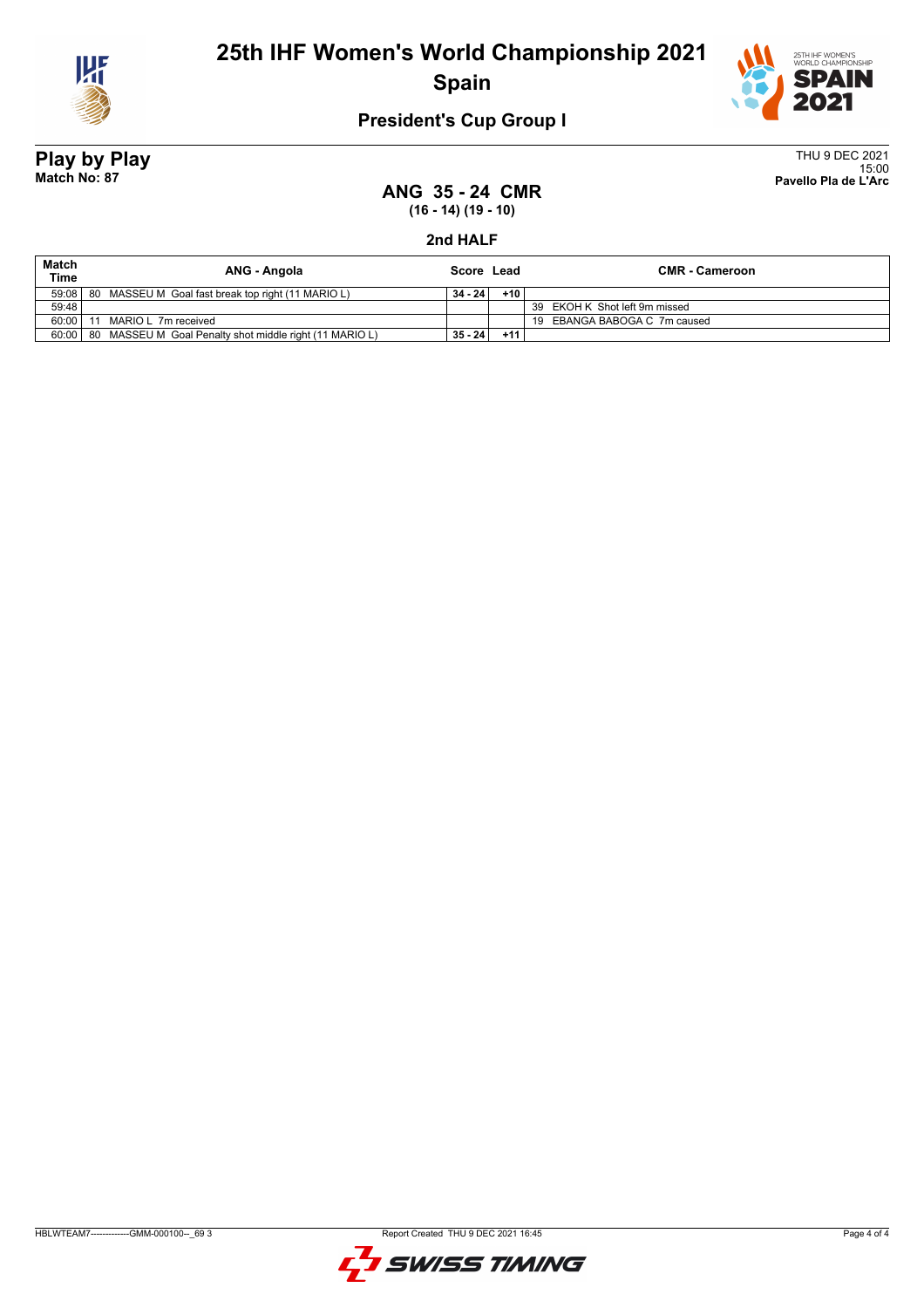# 25th IHF Women's World Championship 2021

**Spain**

## President's Cup Group I

**Play by Play**
**Match No: 87**

THU 9 DEC 2021
15:00
**Pavello Pla de L'Arc**

### ANG 35 - 24 CMR

**(16 - 14) (19 - 10)**

**2nd HALF**

| Match Time | ANG - Angola | Score | Lead | CMR - Cameroon |
|---|---|---|---|---|
| 59:08 | 80 MASSEU M Goal fast break top right (11 MARIO L) | 34 - 24 | +10 | |
| 59:48 | | | | 39 EKOH K Shot left 9m missed |
| 60:00 | 11 MARIO L 7m received | | | 19 EBANGA BABOGA C 7m caused |
| 60:00 | 80 MASSEU M Goal Penalty shot middle right (11 MARIO L) | 35 - 24 | +11 | |

HBLWTEAM7-------------GMM-000100--_69 3 Report Created THU 9 DEC 2021 16:45